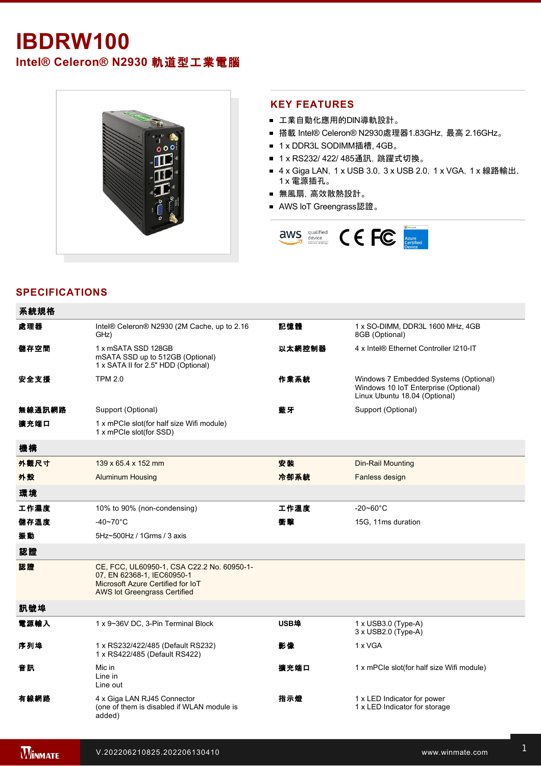# IBDRW100

## Intel® Celeron® N2930 軌道型工業電腦

## KEY FEATURES

- 工業自動化應用的DIN導軌設計。
- 搭載 Intel® Celeron® N2930處理器1.83GHz, 最高 2.16GHz。
- 1 x DDR3L SODIMM插槽, 4GB。
- 1 x RS232/ 422/ 485通訊, 跳躍式切換。
- 4 x Giga LAN, 1 x USB 3.0, 3 x USB 2.0, 1 x VGA, 1 x 線路輸出, 1 x 電源插孔。
- 無風扇, 高效散熱設計。
- AWS IoT Greengrass認證。

## SPECIFICATIONS

| 系統規格 | | | |
|---|---|---|---|
| 處理器 | Intel® Celeron® N2930 (2M Cache, up to 2.16 GHz) | 記憶體 | 1 x SO-DIMM, DDR3L 1600 MHz, 4GB<br>8GB (Optional) |
| 儲存空間 | 1 x mSATA SSD 128GB<br>mSATA SSD up to 512GB (Optional)<br>1 x SATA II for 2.5" HDD (Optional) | 以太網控制器 | 4 x Intel® Ethernet Controller I210-IT |
| 安全支援 | TPM 2.0 | 作業系統 | Windows 7 Embedded Systems (Optional)<br>Windows 10 IoT Enterprise (Optional)<br>Linux Ubuntu 18.04 (Optional) |
| 無線通訊網路 | Support (Optional) | 藍牙 | Support (Optional) |
| 擴充端口 | 1 x mPCIe slot(for half size Wifi module)<br>1 x mPCIe slot(for SSD) | | |
| **機構** | | | |
| 外觀尺寸 | 139 x 65.4 x 152 mm | 安裝 | Din-Rail Mounting |
| 外殼 | Aluminum Housing | 冷卻系統 | Fanless design |
| **環境** | | | |
| 工作濕度 | 10% to 90% (non-condensing) | 工作溫度 | -20~60°C |
| 儲存溫度 | -40~70°C | 衝擊 | 15G, 11ms duration |
| 振動 | 5Hz~500Hz / 1Grms / 3 axis | | |
| **認證** | | | |
| 認證 | CE, FCC, UL60950-1, CSA C22.2 No. 60950-1-07, EN 62368-1, IEC60950-1<br>Microsoft Azure Certified for IoT<br>AWS Iot Greengrass Certified | | |
| **訊號埠** | | | |
| 電源輸入 | 1 x 9~36V DC, 3-Pin Terminal Block | USB埠 | 1 x USB3.0 (Type-A)<br>3 x USB2.0 (Type-A) |
| 序列埠 | 1 x RS232/422/485 (Default RS232)<br>1 x RS422/485 (Default RS422) | 影像 | 1 x VGA |
| 音訊 | Mic in<br>Line in<br>Line out | 擴充端口 | 1 x mPCIe slot(for half size Wifi module) |
| 有線網路 | 4 x Giga LAN RJ45 Connector<br>(one of them is disabled if WLAN module is added) | 指示燈 | 1 x LED Indicator for power<br>1 x LED Indicator for storage |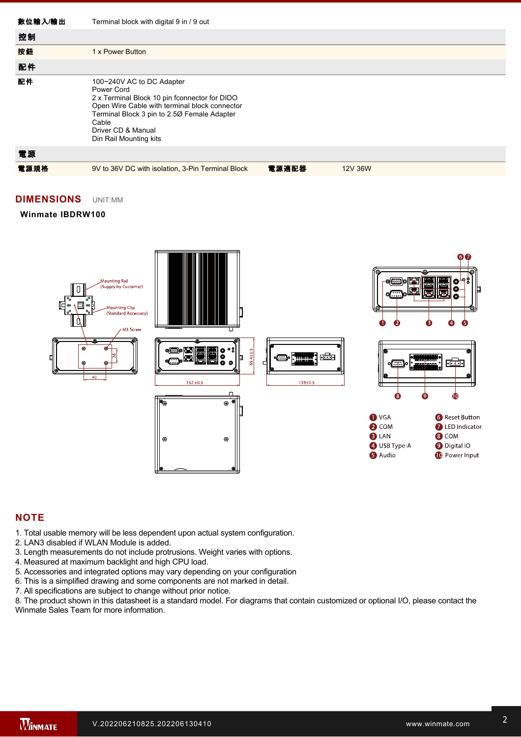| | | | |
|---|---|---|---|
| 數位輸入/輸出 | Terminal block with digital 9 in / 9 out | | |
| **控制** | | | |
| 按鈕 | 1 x Power Button | | |
| **配件** | | | |
| 配件 | 100~240V AC to DC Adapter<br>Power Cord<br>2 x Terminal Block 10 pin fconnector for DIDO<br>Open Wire Cable with terminal block connector<br>Terminal Block 3 pin to 2.5Ø Female Adapter Cable<br>Driver CD & Manual<br>Din Rail Mounting kits | | |
| **電源** | | | |
| 電源規格 | 9V to 36V DC with isolation, 3-Pin Terminal Block | 電源適配器 | 12V 36W |

## DIMENSIONS UNIT:MM

**Winmate IBDRW100**

Mounting Rail (Supply by Customer)
Mounting Clip (Standard Accessory)
M3 Screw
26
40
65.4±0.5
152 ±0.5
139±0.5

1 VGA
2 COM
3 LAN
4 USB Type-A
5 Audio
6 Reset Button
7 LED Indicator
8 COM
9 Digital IO
10 Power Input

## NOTE

1. Total usable memory will be less dependent upon actual system configuration.
2. LAN3 disabled if WLAN Module is added.
3. Length measurements do not include protrusions. Weight varies with options.
4. Measured at maximum backlight and high CPU load.
5. Accessories and integrated options may vary depending on your configuration
6. This is a simplified drawing and some components are not marked in detail.
7. All specifications are subject to change without prior notice.
8. The product shown in this datasheet is a standard model. For diagrams that contain customized or optional I/O, please contact the Winmate Sales Team for more information.